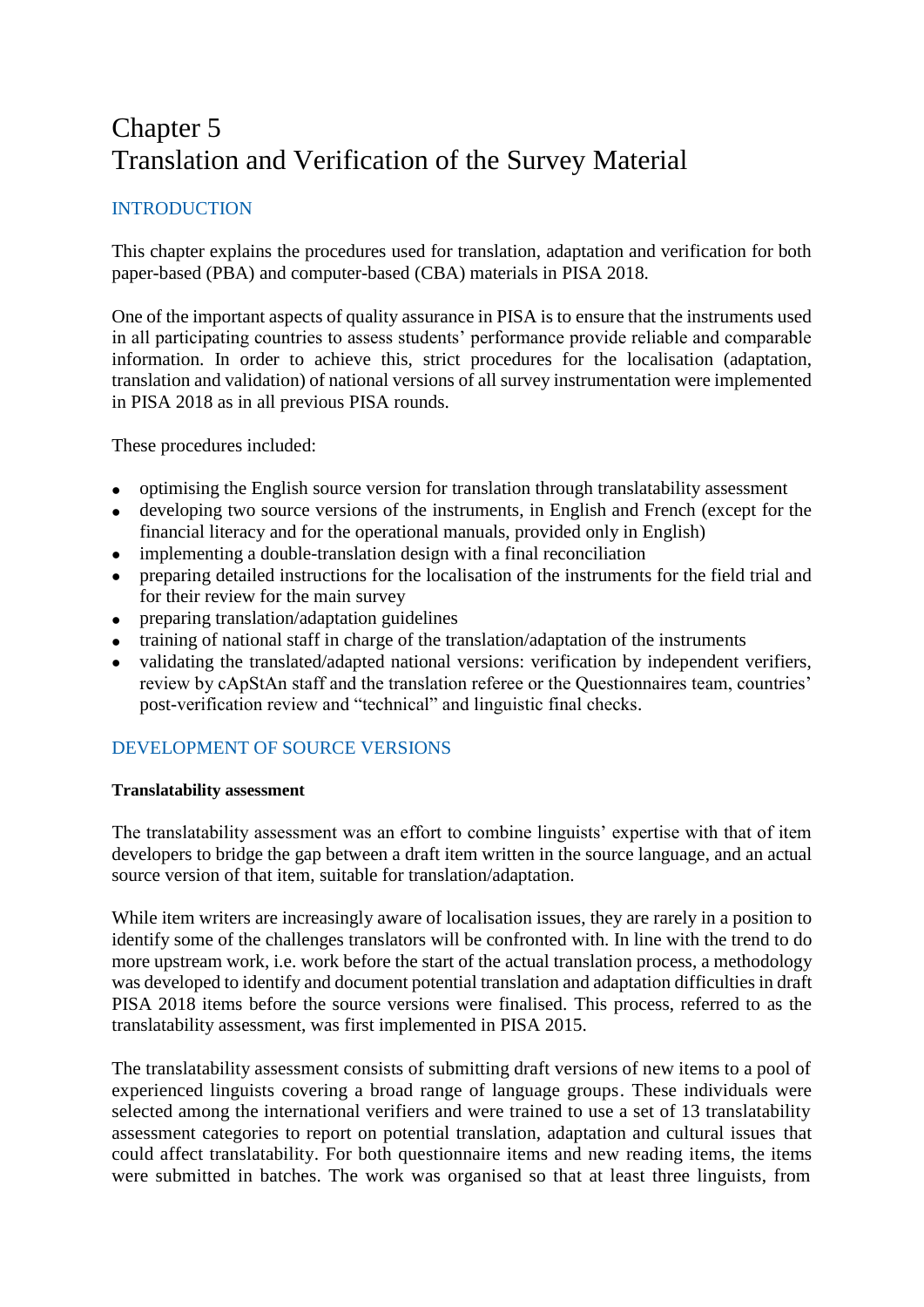# Chapter 5
# Translation and Verification of the Survey Material

## INTRODUCTION

This chapter explains the procedures used for translation, adaptation and verification for both paper-based (PBA) and computer-based (CBA) materials in PISA 2018.

One of the important aspects of quality assurance in PISA is to ensure that the instruments used in all participating countries to assess students' performance provide reliable and comparable information. In order to achieve this, strict procedures for the localisation (adaptation, translation and validation) of national versions of all survey instrumentation were implemented in PISA 2018 as in all previous PISA rounds.

These procedures included:

- optimising the English source version for translation through translatability assessment
- developing two source versions of the instruments, in English and French (except for the financial literacy and for the operational manuals, provided only in English)
- implementing a double-translation design with a final reconciliation
- preparing detailed instructions for the localisation of the instruments for the field trial and for their review for the main survey
- preparing translation/adaptation guidelines
- training of national staff in charge of the translation/adaptation of the instruments
- validating the translated/adapted national versions: verification by independent verifiers, review by cApStAn staff and the translation referee or the Questionnaires team, countries' post-verification review and "technical" and linguistic final checks.

## DEVELOPMENT OF SOURCE VERSIONS

### Translatability assessment

The translatability assessment was an effort to combine linguists' expertise with that of item developers to bridge the gap between a draft item written in the source language, and an actual source version of that item, suitable for translation/adaptation.

While item writers are increasingly aware of localisation issues, they are rarely in a position to identify some of the challenges translators will be confronted with. In line with the trend to do more upstream work, i.e. work before the start of the actual translation process, a methodology was developed to identify and document potential translation and adaptation difficulties in draft PISA 2018 items before the source versions were finalised. This process, referred to as the translatability assessment, was first implemented in PISA 2015.

The translatability assessment consists of submitting draft versions of new items to a pool of experienced linguists covering a broad range of language groups. These individuals were selected among the international verifiers and were trained to use a set of 13 translatability assessment categories to report on potential translation, adaptation and cultural issues that could affect translatability. For both questionnaire items and new reading items, the items were submitted in batches. The work was organised so that at least three linguists, from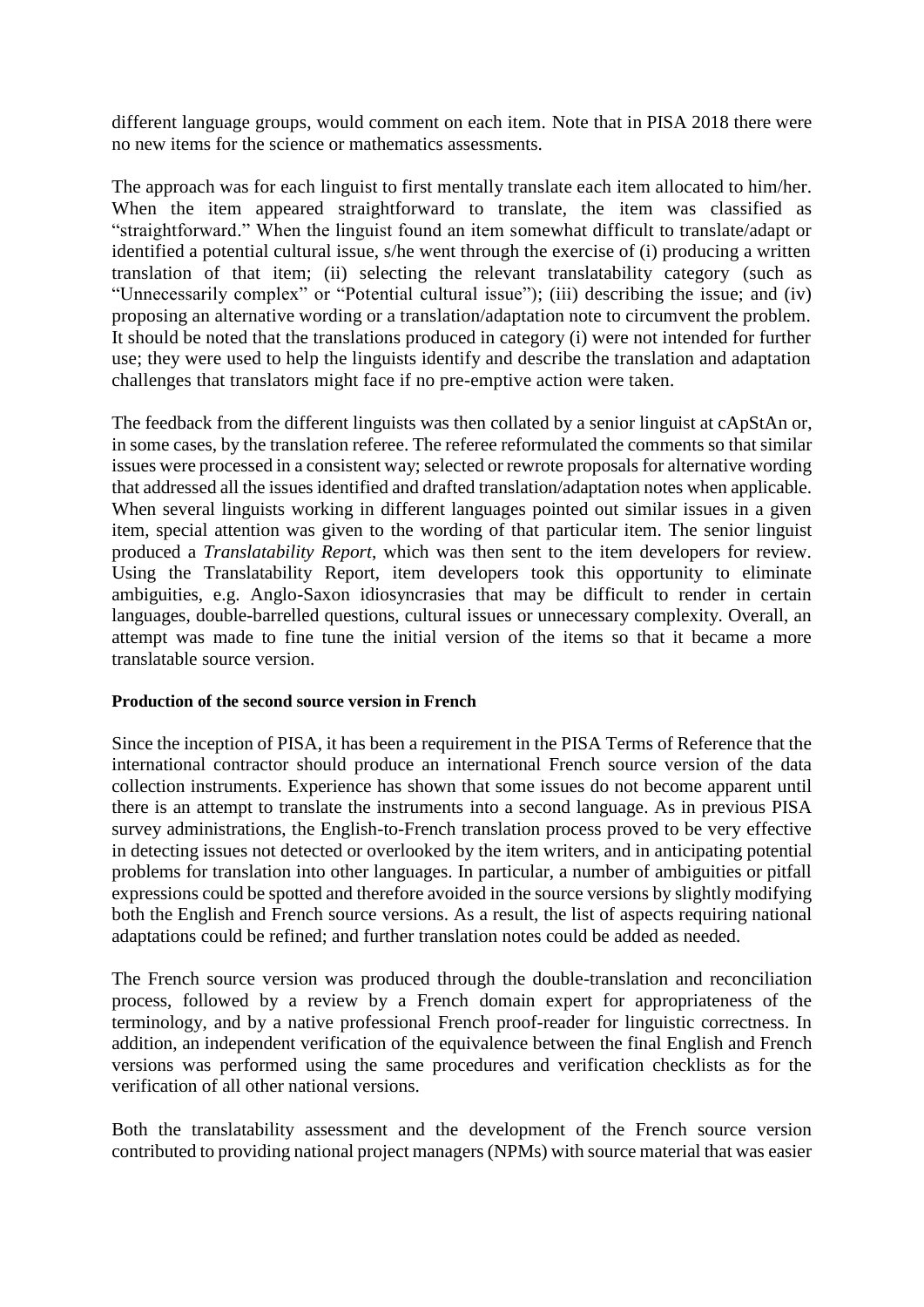different language groups, would comment on each item. Note that in PISA 2018 there were no new items for the science or mathematics assessments.

The approach was for each linguist to first mentally translate each item allocated to him/her. When the item appeared straightforward to translate, the item was classified as "straightforward." When the linguist found an item somewhat difficult to translate/adapt or identified a potential cultural issue, s/he went through the exercise of (i) producing a written translation of that item; (ii) selecting the relevant translatability category (such as "Unnecessarily complex" or "Potential cultural issue"); (iii) describing the issue; and (iv) proposing an alternative wording or a translation/adaptation note to circumvent the problem. It should be noted that the translations produced in category (i) were not intended for further use; they were used to help the linguists identify and describe the translation and adaptation challenges that translators might face if no pre-emptive action were taken.

The feedback from the different linguists was then collated by a senior linguist at cApStAn or, in some cases, by the translation referee. The referee reformulated the comments so that similar issues were processed in a consistent way; selected or rewrote proposals for alternative wording that addressed all the issues identified and drafted translation/adaptation notes when applicable. When several linguists working in different languages pointed out similar issues in a given item, special attention was given to the wording of that particular item. The senior linguist produced a *Translatability Report*, which was then sent to the item developers for review. Using the Translatability Report, item developers took this opportunity to eliminate ambiguities, e.g. Anglo-Saxon idiosyncrasies that may be difficult to render in certain languages, double-barrelled questions, cultural issues or unnecessary complexity. Overall, an attempt was made to fine tune the initial version of the items so that it became a more translatable source version.

**Production of the second source version in French**

Since the inception of PISA, it has been a requirement in the PISA Terms of Reference that the international contractor should produce an international French source version of the data collection instruments. Experience has shown that some issues do not become apparent until there is an attempt to translate the instruments into a second language. As in previous PISA survey administrations, the English-to-French translation process proved to be very effective in detecting issues not detected or overlooked by the item writers, and in anticipating potential problems for translation into other languages. In particular, a number of ambiguities or pitfall expressions could be spotted and therefore avoided in the source versions by slightly modifying both the English and French source versions. As a result, the list of aspects requiring national adaptations could be refined; and further translation notes could be added as needed.

The French source version was produced through the double-translation and reconciliation process, followed by a review by a French domain expert for appropriateness of the terminology, and by a native professional French proof-reader for linguistic correctness. In addition, an independent verification of the equivalence between the final English and French versions was performed using the same procedures and verification checklists as for the verification of all other national versions.

Both the translatability assessment and the development of the French source version contributed to providing national project managers (NPMs) with source material that was easier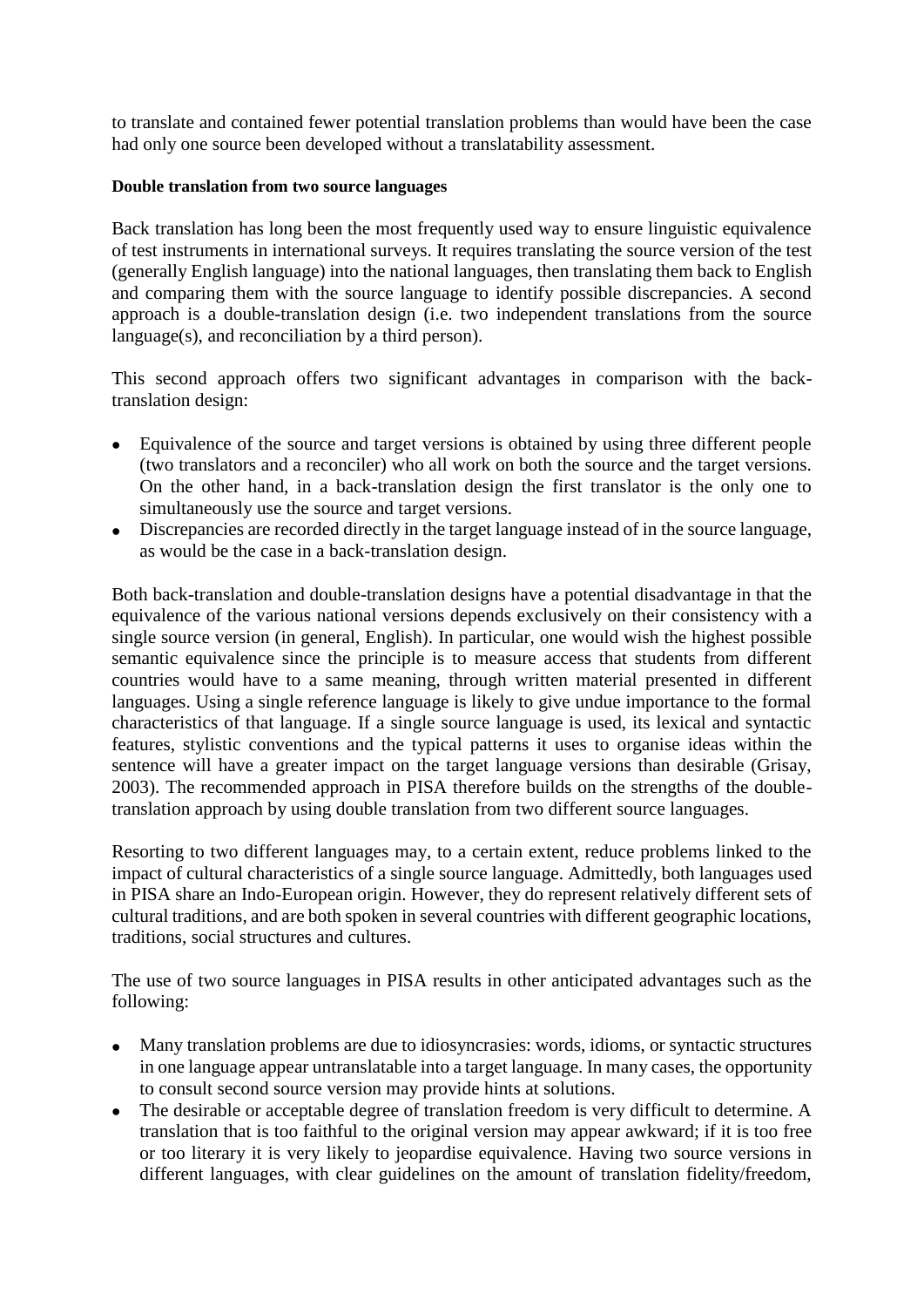to translate and contained fewer potential translation problems than would have been the case had only one source been developed without a translatability assessment.

**Double translation from two source languages**

Back translation has long been the most frequently used way to ensure linguistic equivalence of test instruments in international surveys. It requires translating the source version of the test (generally English language) into the national languages, then translating them back to English and comparing them with the source language to identify possible discrepancies. A second approach is a double-translation design (i.e. two independent translations from the source language(s), and reconciliation by a third person).

This second approach offers two significant advantages in comparison with the back-translation design:

- Equivalence of the source and target versions is obtained by using three different people (two translators and a reconciler) who all work on both the source and the target versions. On the other hand, in a back-translation design the first translator is the only one to simultaneously use the source and target versions.
- Discrepancies are recorded directly in the target language instead of in the source language, as would be the case in a back-translation design.

Both back-translation and double-translation designs have a potential disadvantage in that the equivalence of the various national versions depends exclusively on their consistency with a single source version (in general, English). In particular, one would wish the highest possible semantic equivalence since the principle is to measure access that students from different countries would have to a same meaning, through written material presented in different languages. Using a single reference language is likely to give undue importance to the formal characteristics of that language. If a single source language is used, its lexical and syntactic features, stylistic conventions and the typical patterns it uses to organise ideas within the sentence will have a greater impact on the target language versions than desirable (Grisay, 2003). The recommended approach in PISA therefore builds on the strengths of the double-translation approach by using double translation from two different source languages.

Resorting to two different languages may, to a certain extent, reduce problems linked to the impact of cultural characteristics of a single source language. Admittedly, both languages used in PISA share an Indo-European origin. However, they do represent relatively different sets of cultural traditions, and are both spoken in several countries with different geographic locations, traditions, social structures and cultures.

The use of two source languages in PISA results in other anticipated advantages such as the following:

- Many translation problems are due to idiosyncrasies: words, idioms, or syntactic structures in one language appear untranslatable into a target language. In many cases, the opportunity to consult second source version may provide hints at solutions.
- The desirable or acceptable degree of translation freedom is very difficult to determine. A translation that is too faithful to the original version may appear awkward; if it is too free or too literary it is very likely to jeopardise equivalence. Having two source versions in different languages, with clear guidelines on the amount of translation fidelity/freedom,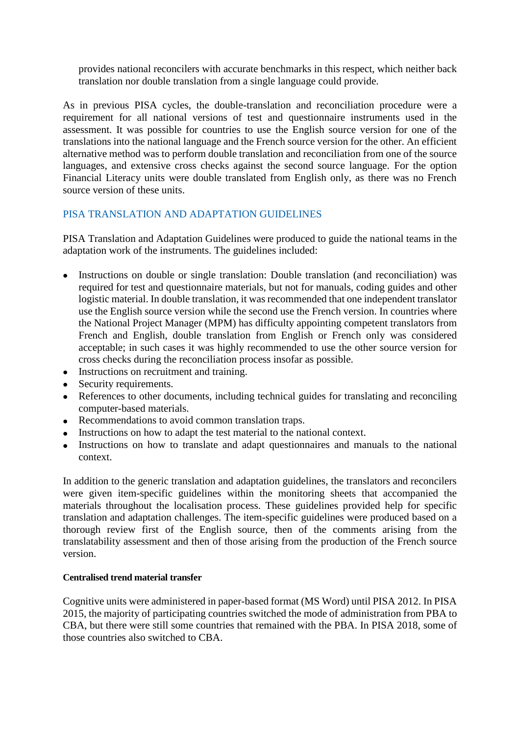provides national reconcilers with accurate benchmarks in this respect, which neither back translation nor double translation from a single language could provide.

As in previous PISA cycles, the double-translation and reconciliation procedure were a requirement for all national versions of test and questionnaire instruments used in the assessment. It was possible for countries to use the English source version for one of the translations into the national language and the French source version for the other. An efficient alternative method was to perform double translation and reconciliation from one of the source languages, and extensive cross checks against the second source language. For the option Financial Literacy units were double translated from English only, as there was no French source version of these units.

## PISA TRANSLATION AND ADAPTATION GUIDELINES

PISA Translation and Adaptation Guidelines were produced to guide the national teams in the adaptation work of the instruments. The guidelines included:

- Instructions on double or single translation: Double translation (and reconciliation) was required for test and questionnaire materials, but not for manuals, coding guides and other logistic material. In double translation, it was recommended that one independent translator use the English source version while the second use the French version. In countries where the National Project Manager (MPM) has difficulty appointing competent translators from French and English, double translation from English or French only was considered acceptable; in such cases it was highly recommended to use the other source version for cross checks during the reconciliation process insofar as possible.
- Instructions on recruitment and training.
- Security requirements.
- References to other documents, including technical guides for translating and reconciling computer-based materials.
- Recommendations to avoid common translation traps.
- Instructions on how to adapt the test material to the national context.
- Instructions on how to translate and adapt questionnaires and manuals to the national context.

In addition to the generic translation and adaptation guidelines, the translators and reconcilers were given item-specific guidelines within the monitoring sheets that accompanied the materials throughout the localisation process. These guidelines provided help for specific translation and adaptation challenges. The item-specific guidelines were produced based on a thorough review first of the English source, then of the comments arising from the translatability assessment and then of those arising from the production of the French source version.

#### Centralised trend material transfer

Cognitive units were administered in paper-based format (MS Word) until PISA 2012. In PISA 2015, the majority of participating countries switched the mode of administration from PBA to CBA, but there were still some countries that remained with the PBA. In PISA 2018, some of those countries also switched to CBA.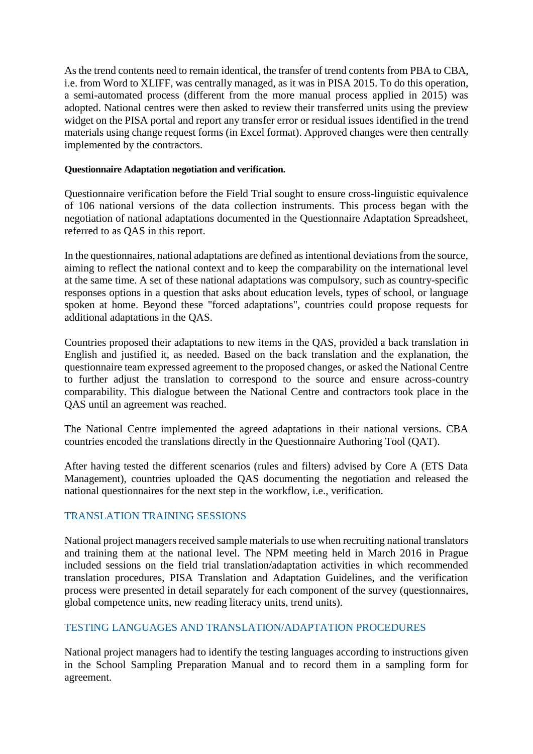As the trend contents need to remain identical, the transfer of trend contents from PBA to CBA, i.e. from Word to XLIFF, was centrally managed, as it was in PISA 2015. To do this operation, a semi-automated process (different from the more manual process applied in 2015) was adopted. National centres were then asked to review their transferred units using the preview widget on the PISA portal and report any transfer error or residual issues identified in the trend materials using change request forms (in Excel format). Approved changes were then centrally implemented by the contractors.

#### Questionnaire Adaptation negotiation and verification.

Questionnaire verification before the Field Trial sought to ensure cross-linguistic equivalence of 106 national versions of the data collection instruments. This process began with the negotiation of national adaptations documented in the Questionnaire Adaptation Spreadsheet, referred to as QAS in this report.

In the questionnaires, national adaptations are defined as intentional deviations from the source, aiming to reflect the national context and to keep the comparability on the international level at the same time. A set of these national adaptations was compulsory, such as country-specific responses options in a question that asks about education levels, types of school, or language spoken at home. Beyond these "forced adaptations", countries could propose requests for additional adaptations in the QAS.

Countries proposed their adaptations to new items in the QAS, provided a back translation in English and justified it, as needed. Based on the back translation and the explanation, the questionnaire team expressed agreement to the proposed changes, or asked the National Centre to further adjust the translation to correspond to the source and ensure across-country comparability. This dialogue between the National Centre and contractors took place in the QAS until an agreement was reached.

The National Centre implemented the agreed adaptations in their national versions. CBA countries encoded the translations directly in the Questionnaire Authoring Tool (QAT).

After having tested the different scenarios (rules and filters) advised by Core A (ETS Data Management), countries uploaded the QAS documenting the negotiation and released the national questionnaires for the next step in the workflow, i.e., verification.

## TRANSLATION TRAINING SESSIONS

National project managers received sample materials to use when recruiting national translators and training them at the national level. The NPM meeting held in March 2016 in Prague included sessions on the field trial translation/adaptation activities in which recommended translation procedures, PISA Translation and Adaptation Guidelines, and the verification process were presented in detail separately for each component of the survey (questionnaires, global competence units, new reading literacy units, trend units).

## TESTING LANGUAGES AND TRANSLATION/ADAPTATION PROCEDURES

National project managers had to identify the testing languages according to instructions given in the School Sampling Preparation Manual and to record them in a sampling form for agreement.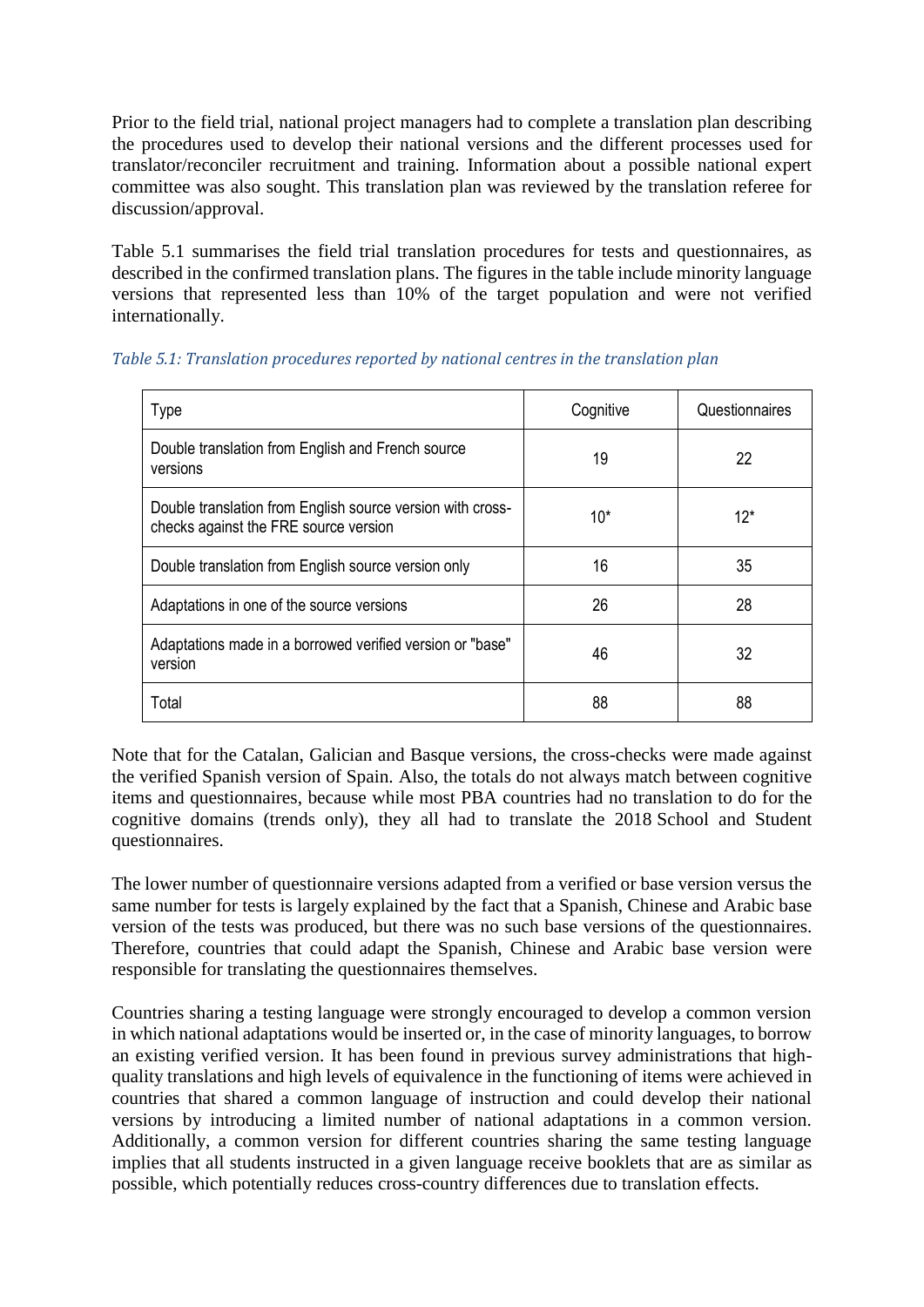Prior to the field trial, national project managers had to complete a translation plan describing the procedures used to develop their national versions and the different processes used for translator/reconciler recruitment and training. Information about a possible national expert committee was also sought. This translation plan was reviewed by the translation referee for discussion/approval.

Table 5.1 summarises the field trial translation procedures for tests and questionnaires, as described in the confirmed translation plans. The figures in the table include minority language versions that represented less than 10% of the target population and were not verified internationally.

*Table 5.1: Translation procedures reported by national centres in the translation plan*

| Type | Cognitive | Questionnaires |
|---|---|---|
| Double translation from English and French source versions | 19 | 22 |
| Double translation from English source version with cross-checks against the FRE source version | 10* | 12* |
| Double translation from English source version only | 16 | 35 |
| Adaptations in one of the source versions | 26 | 28 |
| Adaptations made in a borrowed verified version or "base" version | 46 | 32 |
| Total | 88 | 88 |

Note that for the Catalan, Galician and Basque versions, the cross-checks were made against the verified Spanish version of Spain. Also, the totals do not always match between cognitive items and questionnaires, because while most PBA countries had no translation to do for the cognitive domains (trends only), they all had to translate the 2018 School and Student questionnaires.

The lower number of questionnaire versions adapted from a verified or base version versus the same number for tests is largely explained by the fact that a Spanish, Chinese and Arabic base version of the tests was produced, but there was no such base versions of the questionnaires. Therefore, countries that could adapt the Spanish, Chinese and Arabic base version were responsible for translating the questionnaires themselves.

Countries sharing a testing language were strongly encouraged to develop a common version in which national adaptations would be inserted or, in the case of minority languages, to borrow an existing verified version. It has been found in previous survey administrations that high-quality translations and high levels of equivalence in the functioning of items were achieved in countries that shared a common language of instruction and could develop their national versions by introducing a limited number of national adaptations in a common version. Additionally, a common version for different countries sharing the same testing language implies that all students instructed in a given language receive booklets that are as similar as possible, which potentially reduces cross-country differences due to translation effects.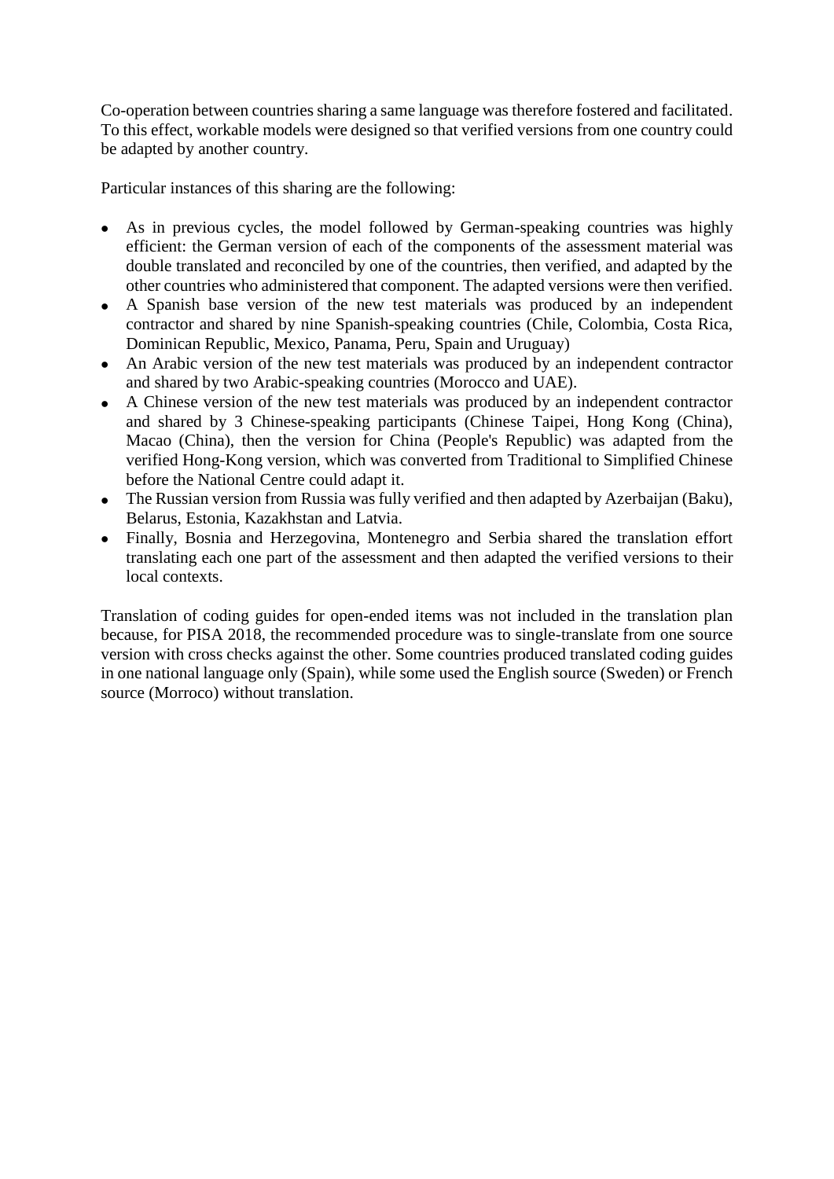Co-operation between countries sharing a same language was therefore fostered and facilitated. To this effect, workable models were designed so that verified versions from one country could be adapted by another country.

Particular instances of this sharing are the following:

- As in previous cycles, the model followed by German-speaking countries was highly efficient: the German version of each of the components of the assessment material was double translated and reconciled by one of the countries, then verified, and adapted by the other countries who administered that component. The adapted versions were then verified.
- A Spanish base version of the new test materials was produced by an independent contractor and shared by nine Spanish-speaking countries (Chile, Colombia, Costa Rica, Dominican Republic, Mexico, Panama, Peru, Spain and Uruguay)
- An Arabic version of the new test materials was produced by an independent contractor and shared by two Arabic-speaking countries (Morocco and UAE).
- A Chinese version of the new test materials was produced by an independent contractor and shared by 3 Chinese-speaking participants (Chinese Taipei, Hong Kong (China), Macao (China), then the version for China (People's Republic) was adapted from the verified Hong-Kong version, which was converted from Traditional to Simplified Chinese before the National Centre could adapt it.
- The Russian version from Russia was fully verified and then adapted by Azerbaijan (Baku), Belarus, Estonia, Kazakhstan and Latvia.
- Finally, Bosnia and Herzegovina, Montenegro and Serbia shared the translation effort translating each one part of the assessment and then adapted the verified versions to their local contexts.

Translation of coding guides for open-ended items was not included in the translation plan because, for PISA 2018, the recommended procedure was to single-translate from one source version with cross checks against the other. Some countries produced translated coding guides in one national language only (Spain), while some used the English source (Sweden) or French source (Morroco) without translation.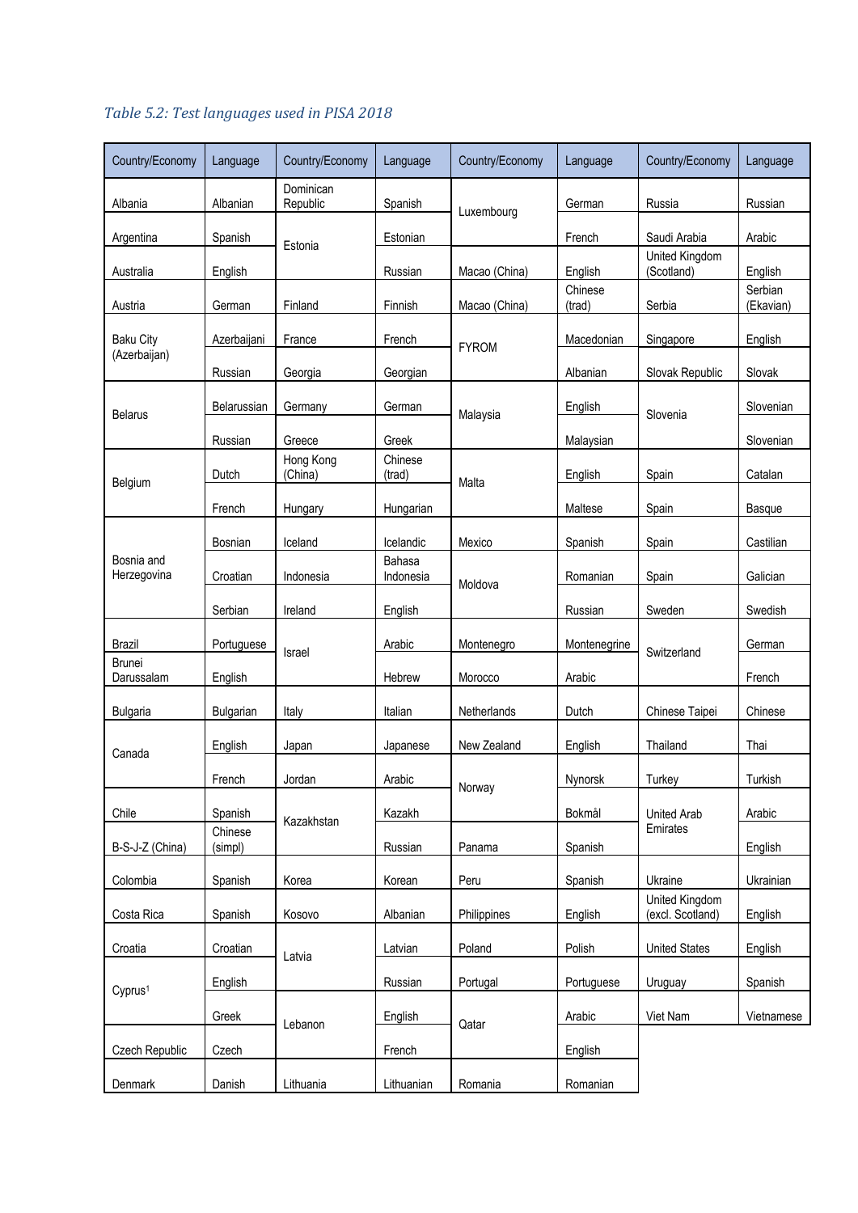*Table 5.2: Test languages used in PISA 2018*

| Country/Economy | Language | Country/Economy | Language | Country/Economy | Language | Country/Economy | Language |
|---|---|---|---|---|---|---|---|
| Albania | Albanian | Dominican Republic | Spanish | Luxembourg | German | Russia | Russian |
| Argentina | Spanish | Estonia | Estonian | | French | Saudi Arabia | Arabic |
| Australia | English | | Russian | Macao (China) | English | United Kingdom (Scotland) | English |
| Austria | German | Finland | Finnish | Macao (China) | Chinese (trad) | Serbia | Serbian (Ekavian) |
| Baku City (Azerbaijan) | Azerbaijani | France | French | FYROM | Macedonian | Singapore | English |
| | Russian | Georgia | Georgian | | Albanian | Slovak Republic | Slovak |
| Belarus | Belarussian | Germany | German | Malaysia | English | Slovenia | Slovenian |
| | Russian | Greece | Greek | | Malaysian | | Slovenian |
| Belgium | Dutch | Hong Kong (China) | Chinese (trad) | Malta | English | Spain | Catalan |
| | French | Hungary | Hungarian | | Maltese | Spain | Basque |
| Bosnia and Herzegovina | Bosnian | Iceland | Icelandic | Mexico | Spanish | Spain | Castilian |
| | Croatian | Indonesia | Bahasa Indonesia | Moldova | Romanian | Spain | Galician |
| | Serbian | Ireland | English | | Russian | Sweden | Swedish |
| Brazil | Portuguese | Israel | Arabic | Montenegro | Montenegrine | Switzerland | German |
| Brunei Darussalam | English | | Hebrew | Morocco | Arabic | | French |
| Bulgaria | Bulgarian | Italy | Italian | Netherlands | Dutch | Chinese Taipei | Chinese |
| Canada | English | Japan | Japanese | New Zealand | English | Thailand | Thai |
| | French | Jordan | Arabic | Norway | Nynorsk | Turkey | Turkish |
| Chile | Spanish | Kazakhstan | Kazakh | | Bokmål | United Arab Emirates | Arabic |
| B-S-J-Z (China) | Chinese (simpl) | | Russian | Panama | Spanish | | English |
| Colombia | Spanish | Korea | Korean | Peru | Spanish | Ukraine | Ukrainian |
| Costa Rica | Spanish | Kosovo | Albanian | Philippines | English | United Kingdom (excl. Scotland) | English |
| Croatia | Croatian | Latvia | Latvian | Poland | Polish | United States | English |
| Cyprus[1] | English | | Russian | Portugal | Portuguese | Uruguay | Spanish |
| | Greek | Lebanon | English | Qatar | Arabic | Viet Nam | Vietnamese |
| Czech Republic | Czech | | French | | English | | |
| Denmark | Danish | Lithuania | Lithuanian | Romania | Romanian | | |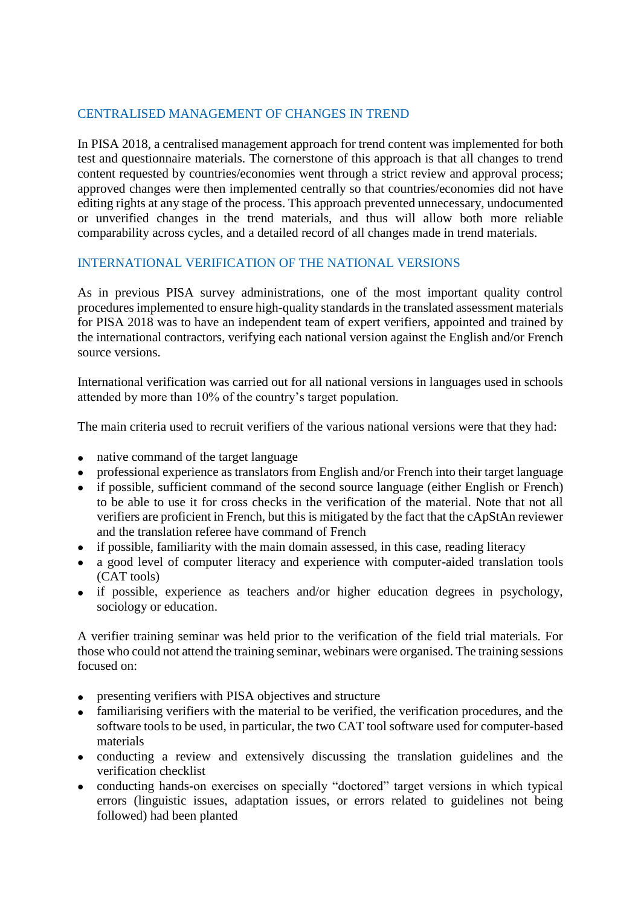## CENTRALISED MANAGEMENT OF CHANGES IN TREND

In PISA 2018, a centralised management approach for trend content was implemented for both test and questionnaire materials. The cornerstone of this approach is that all changes to trend content requested by countries/economies went through a strict review and approval process; approved changes were then implemented centrally so that countries/economies did not have editing rights at any stage of the process. This approach prevented unnecessary, undocumented or unverified changes in the trend materials, and thus will allow both more reliable comparability across cycles, and a detailed record of all changes made in trend materials.

## INTERNATIONAL VERIFICATION OF THE NATIONAL VERSIONS

As in previous PISA survey administrations, one of the most important quality control procedures implemented to ensure high-quality standards in the translated assessment materials for PISA 2018 was to have an independent team of expert verifiers, appointed and trained by the international contractors, verifying each national version against the English and/or French source versions.

International verification was carried out for all national versions in languages used in schools attended by more than 10% of the country's target population.

The main criteria used to recruit verifiers of the various national versions were that they had:

- native command of the target language
- professional experience as translators from English and/or French into their target language
- if possible, sufficient command of the second source language (either English or French) to be able to use it for cross checks in the verification of the material. Note that not all verifiers are proficient in French, but this is mitigated by the fact that the cApStAn reviewer and the translation referee have command of French
- if possible, familiarity with the main domain assessed, in this case, reading literacy
- a good level of computer literacy and experience with computer-aided translation tools (CAT tools)
- if possible, experience as teachers and/or higher education degrees in psychology, sociology or education.

A verifier training seminar was held prior to the verification of the field trial materials. For those who could not attend the training seminar, webinars were organised. The training sessions focused on:

- presenting verifiers with PISA objectives and structure
- familiarising verifiers with the material to be verified, the verification procedures, and the software tools to be used, in particular, the two CAT tool software used for computer-based materials
- conducting a review and extensively discussing the translation guidelines and the verification checklist
- conducting hands-on exercises on specially "doctored" target versions in which typical errors (linguistic issues, adaptation issues, or errors related to guidelines not being followed) had been planted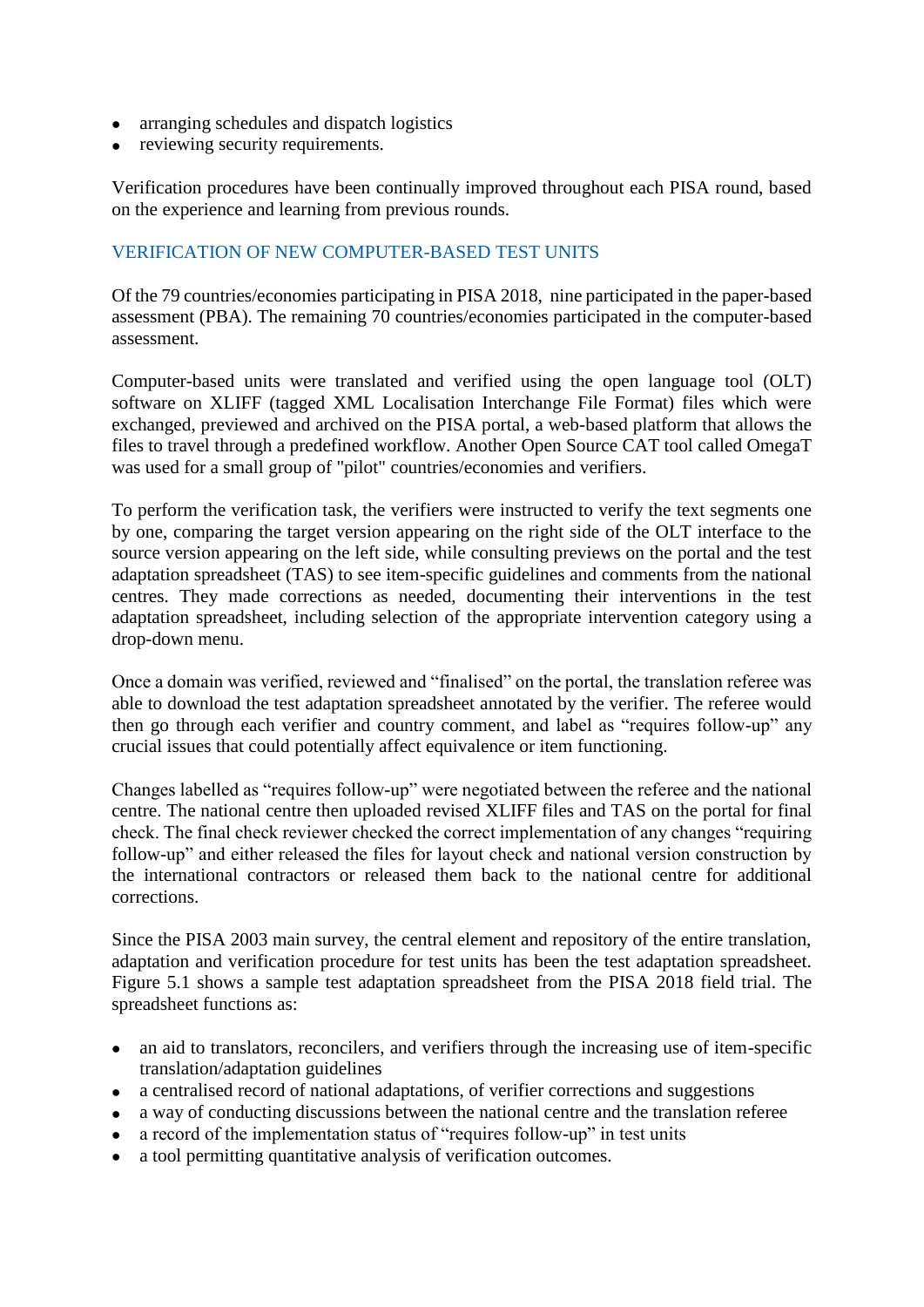- arranging schedules and dispatch logistics
- reviewing security requirements.

Verification procedures have been continually improved throughout each PISA round, based on the experience and learning from previous rounds.

## VERIFICATION OF NEW COMPUTER-BASED TEST UNITS

Of the 79 countries/economies participating in PISA 2018, nine participated in the paper-based assessment (PBA). The remaining 70 countries/economies participated in the computer-based assessment.

Computer-based units were translated and verified using the open language tool (OLT) software on XLIFF (tagged XML Localisation Interchange File Format) files which were exchanged, previewed and archived on the PISA portal, a web-based platform that allows the files to travel through a predefined workflow. Another Open Source CAT tool called OmegaT was used for a small group of "pilot" countries/economies and verifiers.

To perform the verification task, the verifiers were instructed to verify the text segments one by one, comparing the target version appearing on the right side of the OLT interface to the source version appearing on the left side, while consulting previews on the portal and the test adaptation spreadsheet (TAS) to see item-specific guidelines and comments from the national centres. They made corrections as needed, documenting their interventions in the test adaptation spreadsheet, including selection of the appropriate intervention category using a drop-down menu.

Once a domain was verified, reviewed and "finalised" on the portal, the translation referee was able to download the test adaptation spreadsheet annotated by the verifier. The referee would then go through each verifier and country comment, and label as "requires follow-up" any crucial issues that could potentially affect equivalence or item functioning.

Changes labelled as "requires follow-up" were negotiated between the referee and the national centre. The national centre then uploaded revised XLIFF files and TAS on the portal for final check. The final check reviewer checked the correct implementation of any changes "requiring follow-up" and either released the files for layout check and national version construction by the international contractors or released them back to the national centre for additional corrections.

Since the PISA 2003 main survey, the central element and repository of the entire translation, adaptation and verification procedure for test units has been the test adaptation spreadsheet. Figure 5.1 shows a sample test adaptation spreadsheet from the PISA 2018 field trial. The spreadsheet functions as:

- an aid to translators, reconcilers, and verifiers through the increasing use of item-specific translation/adaptation guidelines
- a centralised record of national adaptations, of verifier corrections and suggestions
- a way of conducting discussions between the national centre and the translation referee
- a record of the implementation status of "requires follow-up" in test units
- a tool permitting quantitative analysis of verification outcomes.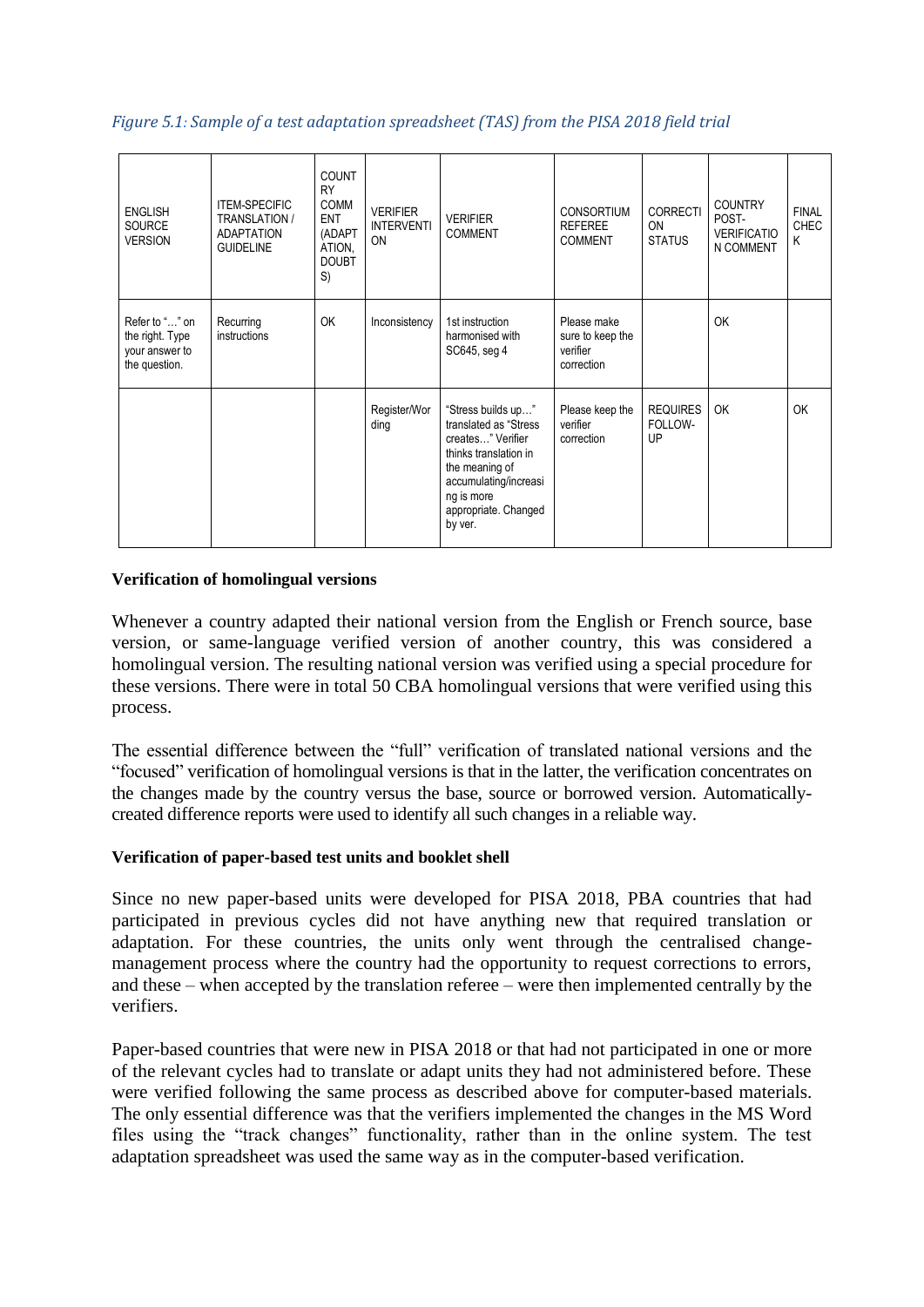*Figure 5.1: Sample of a test adaptation spreadsheet (TAS) from the PISA 2018 field trial*

| ENGLISH SOURCE VERSION | ITEM-SPECIFIC TRANSLATION / ADAPTATION GUIDELINE | COUNTRY COMMENT (ADAPTATION, DOUBTS) | VERIFIER INTERVENTION | VERIFIER COMMENT | CONSORTIUM REFEREE COMMENT | CORRECTION STATUS | COUNTRY POST-VERIFICATION COMMENT | FINAL CHECK |
|---|---|---|---|---|---|---|---|---|
| Refer to "…" on the right. Type your answer to the question. | Recurring instructions | OK | Inconsistency | 1st instruction harmonised with SC645, seg 4 | Please make sure to keep the verifier correction | | OK | |
| | | | Register/Wording | "Stress builds up…" translated as "Stress creates…" Verifier thinks translation in the meaning of accumulating/increasing is more appropriate. Changed by ver. | Please keep the verifier correction | REQUIRES FOLLOW-UP | OK | OK |

**Verification of homolingual versions**

Whenever a country adapted their national version from the English or French source, base version, or same-language verified version of another country, this was considered a homolingual version. The resulting national version was verified using a special procedure for these versions. There were in total 50 CBA homolingual versions that were verified using this process.

The essential difference between the "full" verification of translated national versions and the "focused" verification of homolingual versions is that in the latter, the verification concentrates on the changes made by the country versus the base, source or borrowed version. Automatically-created difference reports were used to identify all such changes in a reliable way.

**Verification of paper-based test units and booklet shell**

Since no new paper-based units were developed for PISA 2018, PBA countries that had participated in previous cycles did not have anything new that required translation or adaptation. For these countries, the units only went through the centralised change-management process where the country had the opportunity to request corrections to errors, and these – when accepted by the translation referee – were then implemented centrally by the verifiers.

Paper-based countries that were new in PISA 2018 or that had not participated in one or more of the relevant cycles had to translate or adapt units they had not administered before. These were verified following the same process as described above for computer-based materials. The only essential difference was that the verifiers implemented the changes in the MS Word files using the "track changes" functionality, rather than in the online system. The test adaptation spreadsheet was used the same way as in the computer-based verification.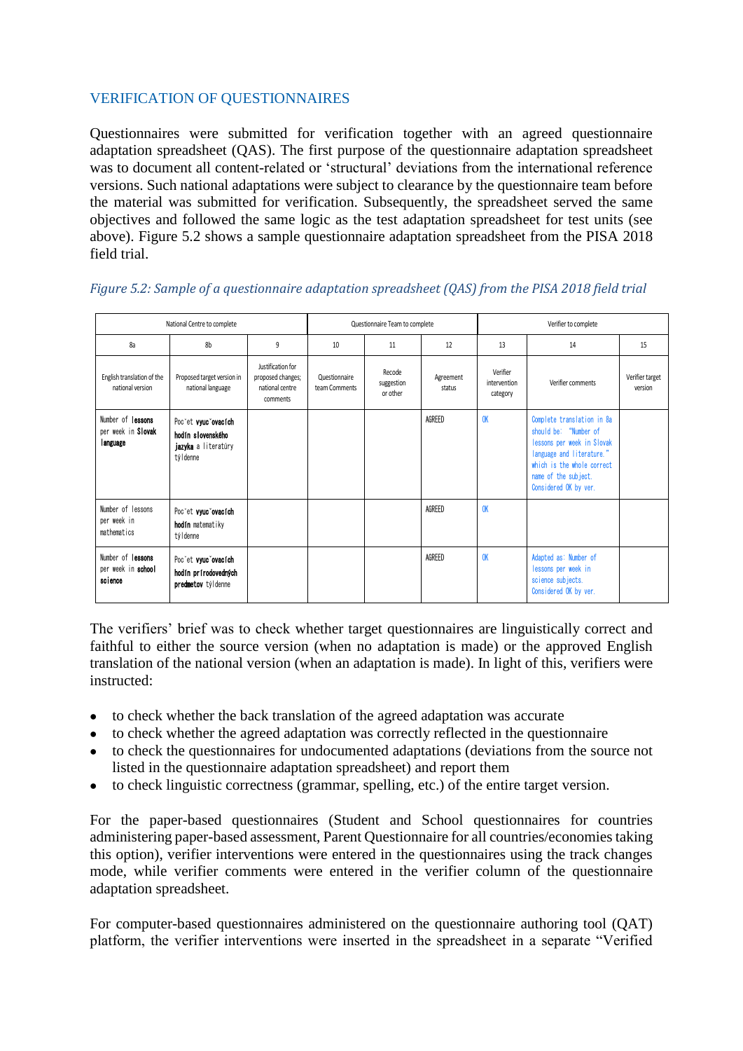## VERIFICATION OF QUESTIONNAIRES

Questionnaires were submitted for verification together with an agreed questionnaire adaptation spreadsheet (QAS). The first purpose of the questionnaire adaptation spreadsheet was to document all content-related or 'structural' deviations from the international reference versions. Such national adaptations were subject to clearance by the questionnaire team before the material was submitted for verification. Subsequently, the spreadsheet served the same objectives and followed the same logic as the test adaptation spreadsheet for test units (see above). Figure 5.2 shows a sample questionnaire adaptation spreadsheet from the PISA 2018 field trial.

*Figure 5.2: Sample of a questionnaire adaptation spreadsheet (QAS) from the PISA 2018 field trial*

| National Centre to complete | | | Questionnaire Team to complete | | | Verifier to complete | | |
|---|---|---|---|---|---|---|---|---|
| 8a | 8b | 9 | 10 | 11 | 12 | 13 | 14 | 15 |
| English translation of the national version | Proposed target version in national language | Justification for proposed changes; national centre comments | Questionnaire team Comments | Recode suggestion or other | Agreement status | Verifier intervention category | Verifier comments | Verifier target version |
| Number of **lessons** per week in **Slovak language** | Poc˘et **vyuc˘ovacích hodín slovenského jazyka** a literatúry týždenne | | | | AGREED | OK | Complete translation in 8a should be: "Number of lessons per week in Slovak language and literature." which is the whole correct name of the subject. Considered OK by ver. | |
| Number of lessons per week in mathematics | Poc˘et **vyuc˘ovacích hodín** matematiky týždenne | | | | AGREED | OK | | |
| Number of **lessons** per week in **school science** | Poc˘et **vyuc˘ovacích hodín prírodovedných predmetov** týždenne | | | | AGREED | OK | Adapted as: Number of lessons per week in science subjects. Considered OK by ver. | |

The verifiers' brief was to check whether target questionnaires are linguistically correct and faithful to either the source version (when no adaptation is made) or the approved English translation of the national version (when an adaptation is made). In light of this, verifiers were instructed:

- to check whether the back translation of the agreed adaptation was accurate
- to check whether the agreed adaptation was correctly reflected in the questionnaire
- to check the questionnaires for undocumented adaptations (deviations from the source not listed in the questionnaire adaptation spreadsheet) and report them
- to check linguistic correctness (grammar, spelling, etc.) of the entire target version.

For the paper-based questionnaires (Student and School questionnaires for countries administering paper-based assessment, Parent Questionnaire for all countries/economies taking this option), verifier interventions were entered in the questionnaires using the track changes mode, while verifier comments were entered in the verifier column of the questionnaire adaptation spreadsheet.

For computer-based questionnaires administered on the questionnaire authoring tool (QAT) platform, the verifier interventions were inserted in the spreadsheet in a separate "Verified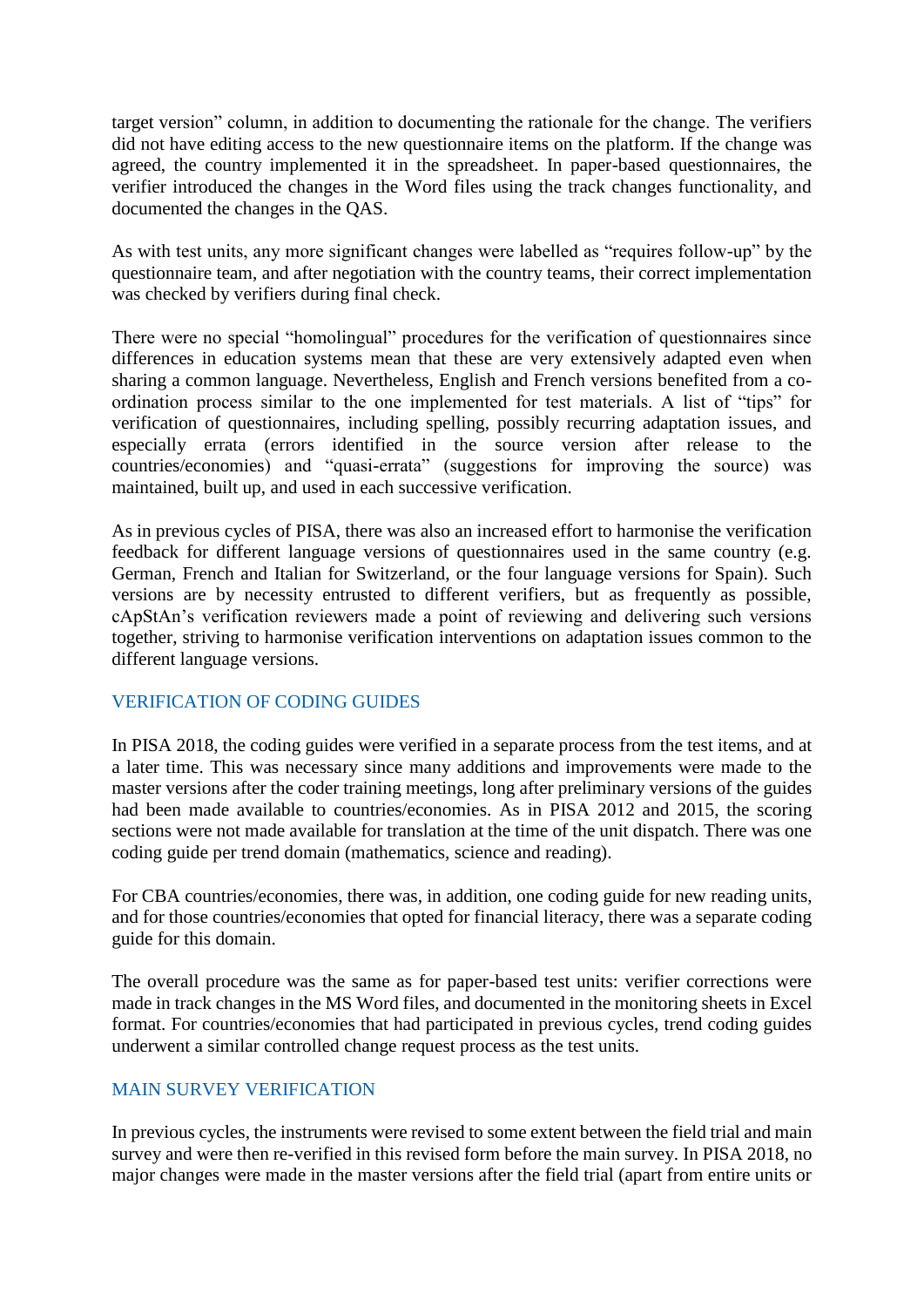target version" column, in addition to documenting the rationale for the change. The verifiers did not have editing access to the new questionnaire items on the platform. If the change was agreed, the country implemented it in the spreadsheet. In paper-based questionnaires, the verifier introduced the changes in the Word files using the track changes functionality, and documented the changes in the QAS.

As with test units, any more significant changes were labelled as "requires follow-up" by the questionnaire team, and after negotiation with the country teams, their correct implementation was checked by verifiers during final check.

There were no special "homolingual" procedures for the verification of questionnaires since differences in education systems mean that these are very extensively adapted even when sharing a common language. Nevertheless, English and French versions benefited from a co-ordination process similar to the one implemented for test materials. A list of "tips" for verification of questionnaires, including spelling, possibly recurring adaptation issues, and especially errata (errors identified in the source version after release to the countries/economies) and "quasi-errata" (suggestions for improving the source) was maintained, built up, and used in each successive verification.

As in previous cycles of PISA, there was also an increased effort to harmonise the verification feedback for different language versions of questionnaires used in the same country (e.g. German, French and Italian for Switzerland, or the four language versions for Spain). Such versions are by necessity entrusted to different verifiers, but as frequently as possible, cApStAn's verification reviewers made a point of reviewing and delivering such versions together, striving to harmonise verification interventions on adaptation issues common to the different language versions.

## VERIFICATION OF CODING GUIDES

In PISA 2018, the coding guides were verified in a separate process from the test items, and at a later time. This was necessary since many additions and improvements were made to the master versions after the coder training meetings, long after preliminary versions of the guides had been made available to countries/economies. As in PISA 2012 and 2015, the scoring sections were not made available for translation at the time of the unit dispatch. There was one coding guide per trend domain (mathematics, science and reading).

For CBA countries/economies, there was, in addition, one coding guide for new reading units, and for those countries/economies that opted for financial literacy, there was a separate coding guide for this domain.

The overall procedure was the same as for paper-based test units: verifier corrections were made in track changes in the MS Word files, and documented in the monitoring sheets in Excel format. For countries/economies that had participated in previous cycles, trend coding guides underwent a similar controlled change request process as the test units.

## MAIN SURVEY VERIFICATION

In previous cycles, the instruments were revised to some extent between the field trial and main survey and were then re-verified in this revised form before the main survey. In PISA 2018, no major changes were made in the master versions after the field trial (apart from entire units or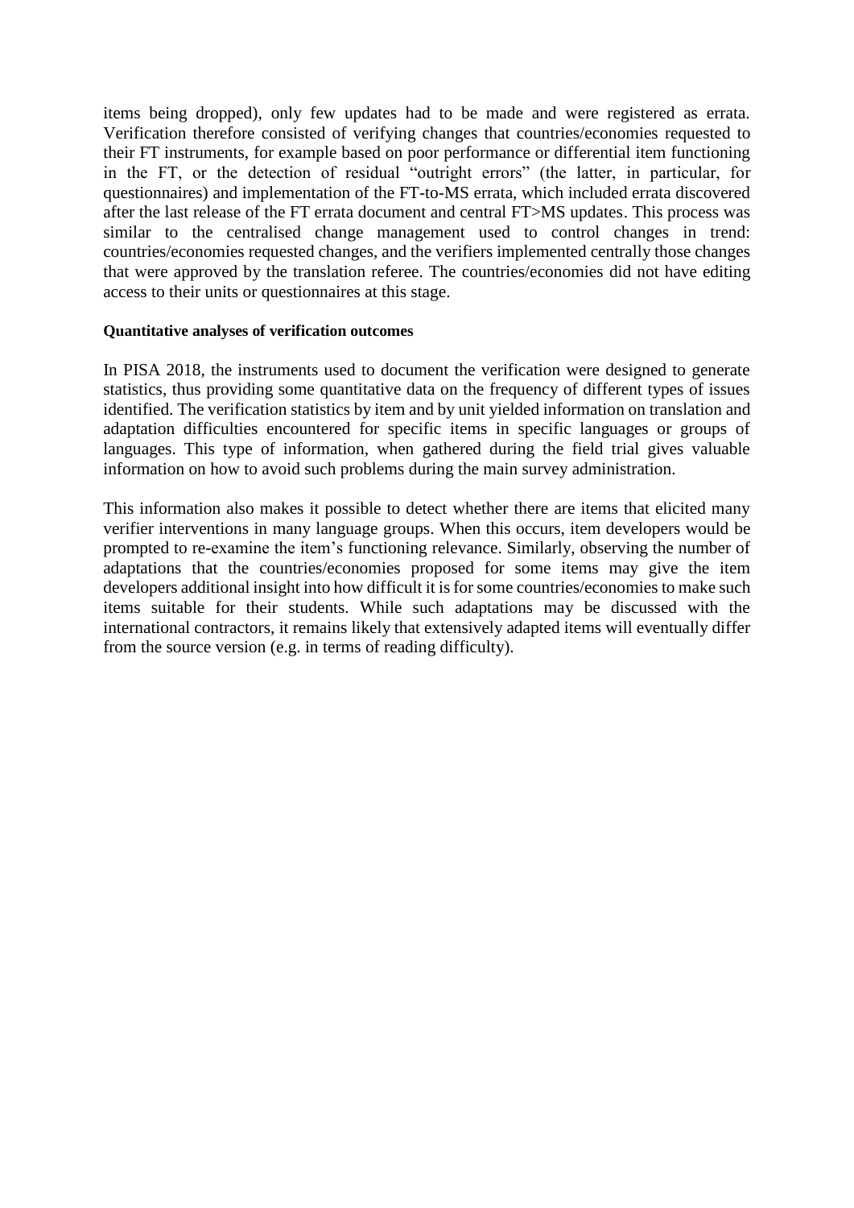items being dropped), only few updates had to be made and were registered as errata. Verification therefore consisted of verifying changes that countries/economies requested to their FT instruments, for example based on poor performance or differential item functioning in the FT, or the detection of residual "outright errors" (the latter, in particular, for questionnaires) and implementation of the FT-to-MS errata, which included errata discovered after the last release of the FT errata document and central FT>MS updates. This process was similar to the centralised change management used to control changes in trend: countries/economies requested changes, and the verifiers implemented centrally those changes that were approved by the translation referee. The countries/economies did not have editing access to their units or questionnaires at this stage.

**Quantitative analyses of verification outcomes**

In PISA 2018, the instruments used to document the verification were designed to generate statistics, thus providing some quantitative data on the frequency of different types of issues identified. The verification statistics by item and by unit yielded information on translation and adaptation difficulties encountered for specific items in specific languages or groups of languages. This type of information, when gathered during the field trial gives valuable information on how to avoid such problems during the main survey administration.

This information also makes it possible to detect whether there are items that elicited many verifier interventions in many language groups. When this occurs, item developers would be prompted to re-examine the item's functioning relevance. Similarly, observing the number of adaptations that the countries/economies proposed for some items may give the item developers additional insight into how difficult it is for some countries/economies to make such items suitable for their students. While such adaptations may be discussed with the international contractors, it remains likely that extensively adapted items will eventually differ from the source version (e.g. in terms of reading difficulty).